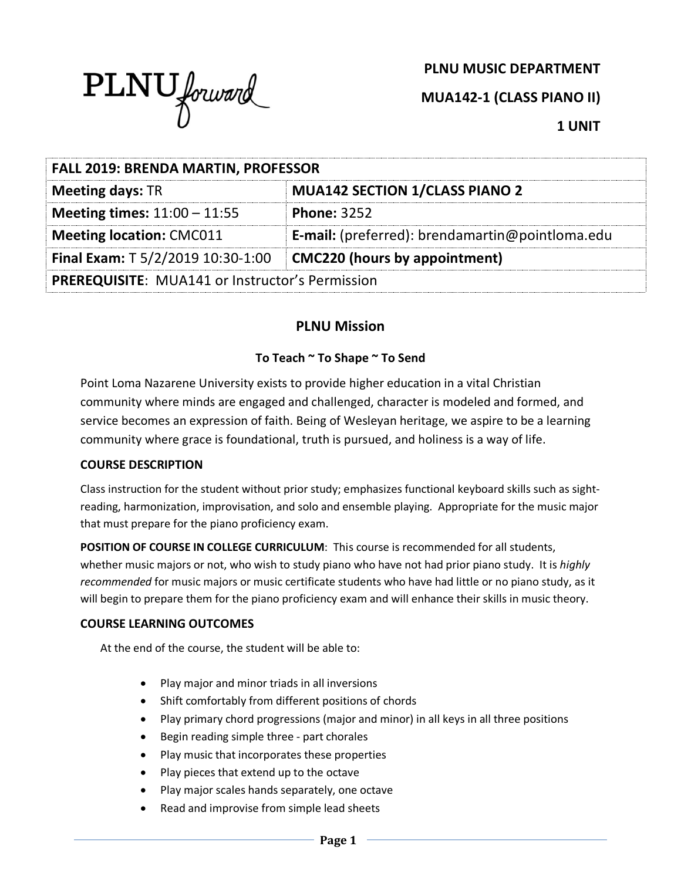PLNU forward

**PLNU MUSIC DEPARTMENT**

**MUA142-1 (CLASS PIANO II)**

**1 UNIT**

| **FALL 2019: BRENDA MARTIN, PROFESSOR** | |
|---|---|
| **Meeting days:** TR | **MUA142 SECTION 1/CLASS PIANO 2** |
| **Meeting times:** 11:00 – 11:55 | **Phone:** 3252 |
| **Meeting location:** CMC011 | **E-mail:** (preferred): brendamartin@pointloma.edu |
| **Final Exam:** T 5/2/2019 10:30-1:00 | **CMC220 (hours by appointment)** |
| **PREREQUISITE**: MUA141 or Instructor's Permission | |

## PLNU Mission

### To Teach ~ To Shape ~ To Send

Point Loma Nazarene University exists to provide higher education in a vital Christian community where minds are engaged and challenged, character is modeled and formed, and service becomes an expression of faith. Being of Wesleyan heritage, we aspire to be a learning community where grace is foundational, truth is pursued, and holiness is a way of life.

### COURSE DESCRIPTION

Class instruction for the student without prior study; emphasizes functional keyboard skills such as sight-reading, harmonization, improvisation, and solo and ensemble playing. Appropriate for the music major that must prepare for the piano proficiency exam.

**POSITION OF COURSE IN COLLEGE CURRICULUM**: This course is recommended for all students, whether music majors or not, who wish to study piano who have not had prior piano study. It is *highly recommended* for music majors or music certificate students who have had little or no piano study, as it will begin to prepare them for the piano proficiency exam and will enhance their skills in music theory.

### COURSE LEARNING OUTCOMES

At the end of the course, the student will be able to:

- Play major and minor triads in all inversions
- Shift comfortably from different positions of chords
- Play primary chord progressions (major and minor) in all keys in all three positions
- Begin reading simple three - part chorales
- Play music that incorporates these properties
- Play pieces that extend up to the octave
- Play major scales hands separately, one octave
- Read and improvise from simple lead sheets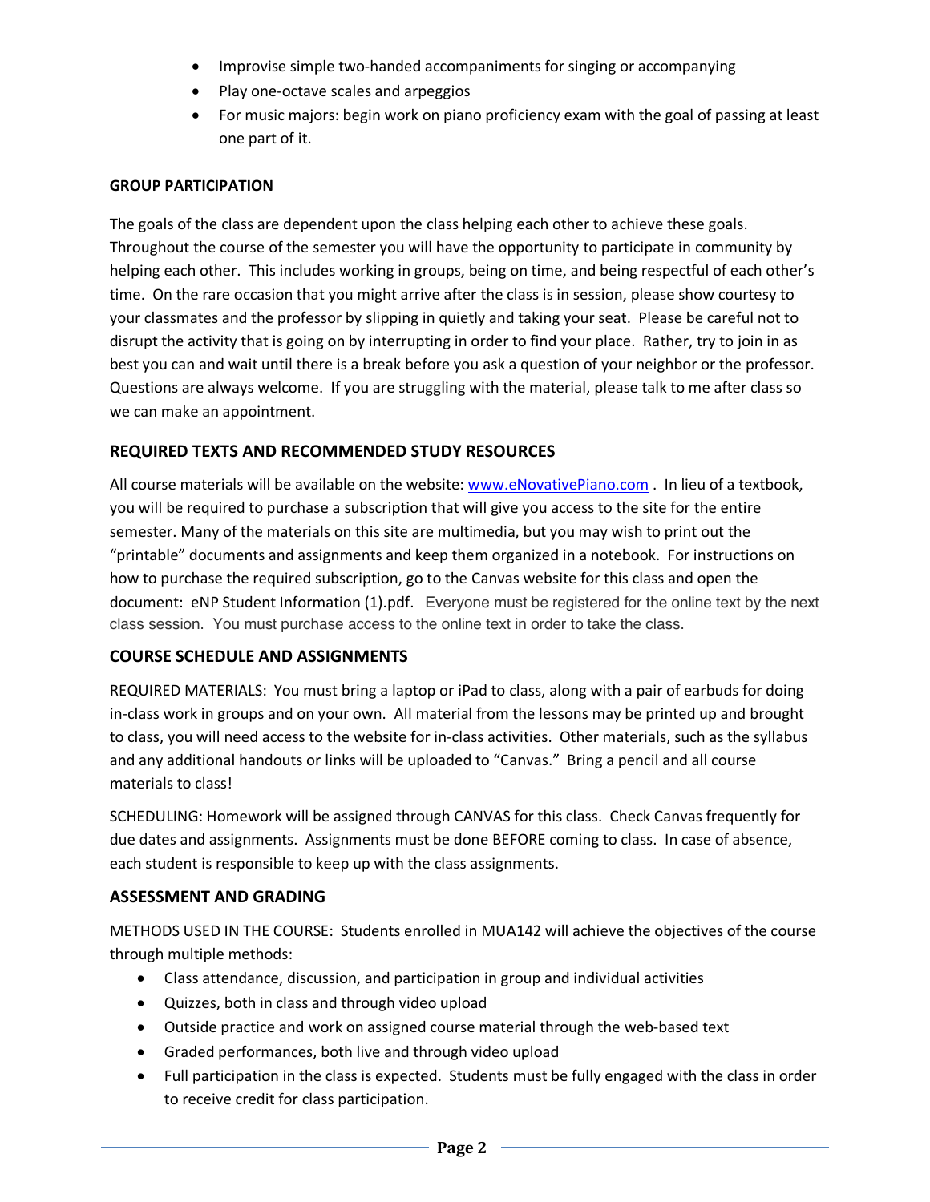- Improvise simple two-handed accompaniments for singing or accompanying
- Play one-octave scales and arpeggios
- For music majors: begin work on piano proficiency exam with the goal of passing at least one part of it.

**GROUP PARTICIPATION**

The goals of the class are dependent upon the class helping each other to achieve these goals. Throughout the course of the semester you will have the opportunity to participate in community by helping each other. This includes working in groups, being on time, and being respectful of each other's time. On the rare occasion that you might arrive after the class is in session, please show courtesy to your classmates and the professor by slipping in quietly and taking your seat. Please be careful not to disrupt the activity that is going on by interrupting in order to find your place. Rather, try to join in as best you can and wait until there is a break before you ask a question of your neighbor or the professor. Questions are always welcome. If you are struggling with the material, please talk to me after class so we can make an appointment.

## REQUIRED TEXTS AND RECOMMENDED STUDY RESOURCES

All course materials will be available on the website: [www.eNovativePiano.com](www.eNovativePiano.com) . In lieu of a textbook, you will be required to purchase a subscription that will give you access to the site for the entire semester. Many of the materials on this site are multimedia, but you may wish to print out the "printable" documents and assignments and keep them organized in a notebook. For instructions on how to purchase the required subscription, go to the Canvas website for this class and open the document: eNP Student Information (1).pdf. Everyone must be registered for the online text by the next class session. You must purchase access to the online text in order to take the class.

## COURSE SCHEDULE AND ASSIGNMENTS

REQUIRED MATERIALS: You must bring a laptop or iPad to class, along with a pair of earbuds for doing in-class work in groups and on your own. All material from the lessons may be printed up and brought to class, you will need access to the website for in-class activities. Other materials, such as the syllabus and any additional handouts or links will be uploaded to "Canvas." Bring a pencil and all course materials to class!

SCHEDULING: Homework will be assigned through CANVAS for this class. Check Canvas frequently for due dates and assignments. Assignments must be done BEFORE coming to class. In case of absence, each student is responsible to keep up with the class assignments.

## ASSESSMENT AND GRADING

METHODS USED IN THE COURSE: Students enrolled in MUA142 will achieve the objectives of the course through multiple methods:

- Class attendance, discussion, and participation in group and individual activities
- Quizzes, both in class and through video upload
- Outside practice and work on assigned course material through the web-based text
- Graded performances, both live and through video upload
- Full participation in the class is expected. Students must be fully engaged with the class in order to receive credit for class participation.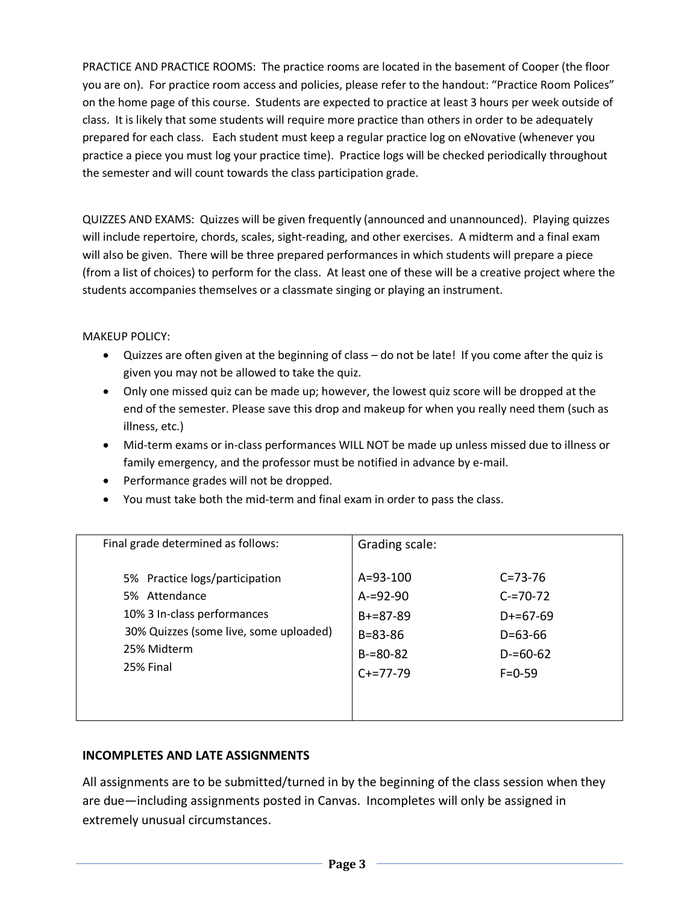PRACTICE AND PRACTICE ROOMS: The practice rooms are located in the basement of Cooper (the floor you are on). For practice room access and policies, please refer to the handout: "Practice Room Polices" on the home page of this course. Students are expected to practice at least 3 hours per week outside of class. It is likely that some students will require more practice than others in order to be adequately prepared for each class. Each student must keep a regular practice log on eNovative (whenever you practice a piece you must log your practice time). Practice logs will be checked periodically throughout the semester and will count towards the class participation grade.

QUIZZES AND EXAMS: Quizzes will be given frequently (announced and unannounced). Playing quizzes will include repertoire, chords, scales, sight-reading, and other exercises. A midterm and a final exam will also be given. There will be three prepared performances in which students will prepare a piece (from a list of choices) to perform for the class. At least one of these will be a creative project where the students accompanies themselves or a classmate singing or playing an instrument.

MAKEUP POLICY:

- Quizzes are often given at the beginning of class – do not be late! If you come after the quiz is given you may not be allowed to take the quiz.
- Only one missed quiz can be made up; however, the lowest quiz score will be dropped at the end of the semester. Please save this drop and makeup for when you really need them (such as illness, etc.)
- Mid-term exams or in-class performances WILL NOT be made up unless missed due to illness or family emergency, and the professor must be notified in advance by e-mail.
- Performance grades will not be dropped.
- You must take both the mid-term and final exam in order to pass the class.

| Final grade determined as follows: | Grading scale: | |
|---|---|---|
| 5% Practice logs/participation | A=93-100 | C=73-76 |
| 5% Attendance | A-=92-90 | C-=70-72 |
| 10% 3 In-class performances | B+=87-89 | D+=67-69 |
| 30% Quizzes (some live, some uploaded) | B=83-86 | D=63-66 |
| 25% Midterm | B-=80-82 | D-=60-62 |
| 25% Final | C+=77-79 | F=0-59 |

**INCOMPLETES AND LATE ASSIGNMENTS**

All assignments are to be submitted/turned in by the beginning of the class session when they are due—including assignments posted in Canvas. Incompletes will only be assigned in extremely unusual circumstances.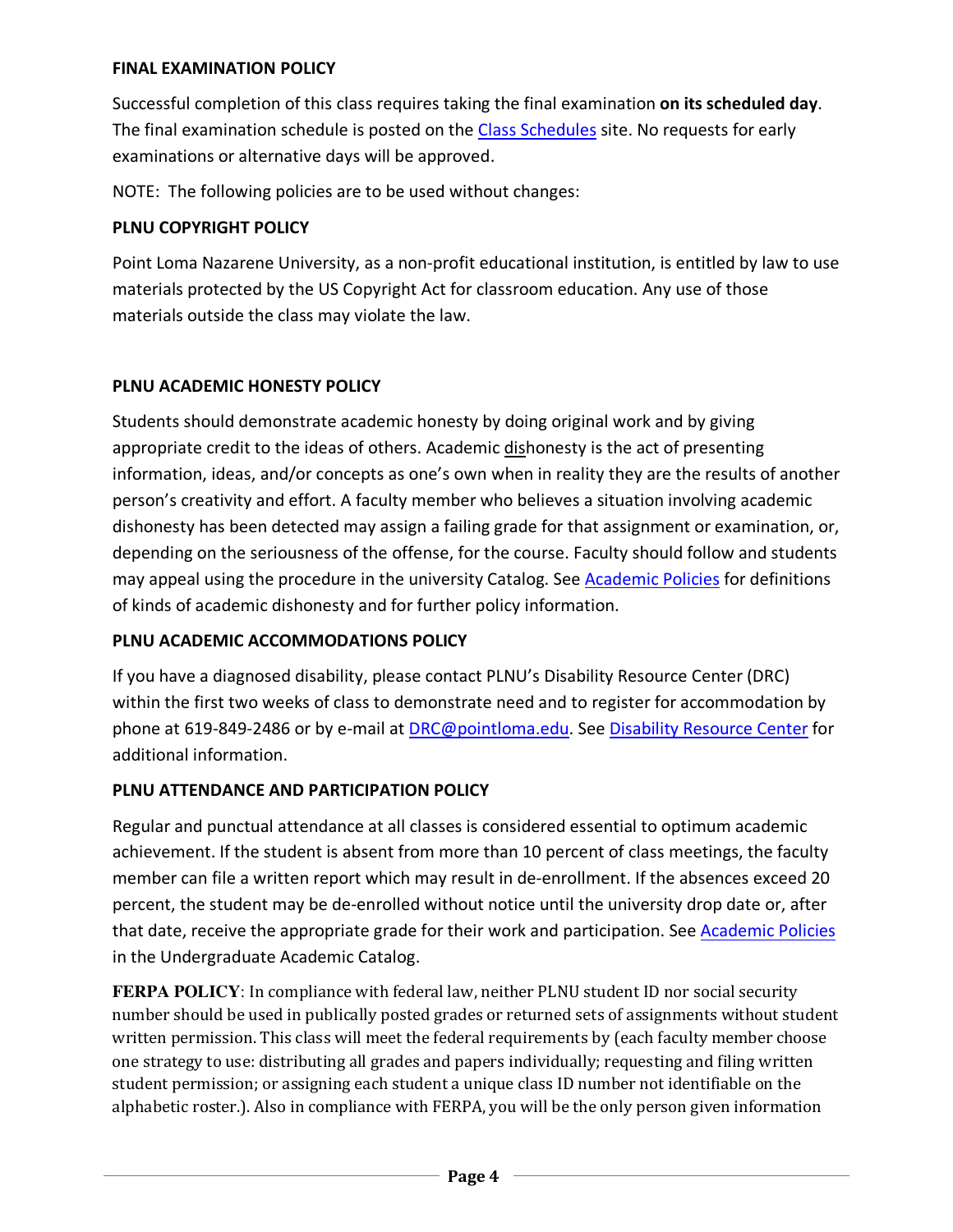**FINAL EXAMINATION POLICY**

Successful completion of this class requires taking the final examination **on its scheduled day**. The final examination schedule is posted on the Class Schedules site. No requests for early examinations or alternative days will be approved.

NOTE: The following policies are to be used without changes:

**PLNU COPYRIGHT POLICY**

Point Loma Nazarene University, as a non-profit educational institution, is entitled by law to use materials protected by the US Copyright Act for classroom education. Any use of those materials outside the class may violate the law.

**PLNU ACADEMIC HONESTY POLICY**

Students should demonstrate academic honesty by doing original work and by giving appropriate credit to the ideas of others. Academic dishonesty is the act of presenting information, ideas, and/or concepts as one's own when in reality they are the results of another person's creativity and effort. A faculty member who believes a situation involving academic dishonesty has been detected may assign a failing grade for that assignment or examination, or, depending on the seriousness of the offense, for the course. Faculty should follow and students may appeal using the procedure in the university Catalog. See Academic Policies for definitions of kinds of academic dishonesty and for further policy information.

**PLNU ACADEMIC ACCOMMODATIONS POLICY**

If you have a diagnosed disability, please contact PLNU's Disability Resource Center (DRC) within the first two weeks of class to demonstrate need and to register for accommodation by phone at 619-849-2486 or by e-mail at DRC@pointloma.edu. See Disability Resource Center for additional information.

**PLNU ATTENDANCE AND PARTICIPATION POLICY**

Regular and punctual attendance at all classes is considered essential to optimum academic achievement. If the student is absent from more than 10 percent of class meetings, the faculty member can file a written report which may result in de-enrollment. If the absences exceed 20 percent, the student may be de-enrolled without notice until the university drop date or, after that date, receive the appropriate grade for their work and participation. See Academic Policies in the Undergraduate Academic Catalog.

**FERPA POLICY**: In compliance with federal law, neither PLNU student ID nor social security number should be used in publically posted grades or returned sets of assignments without student written permission. This class will meet the federal requirements by (each faculty member choose one strategy to use: distributing all grades and papers individually; requesting and filing written student permission; or assigning each student a unique class ID number not identifiable on the alphabetic roster.). Also in compliance with FERPA, you will be the only person given information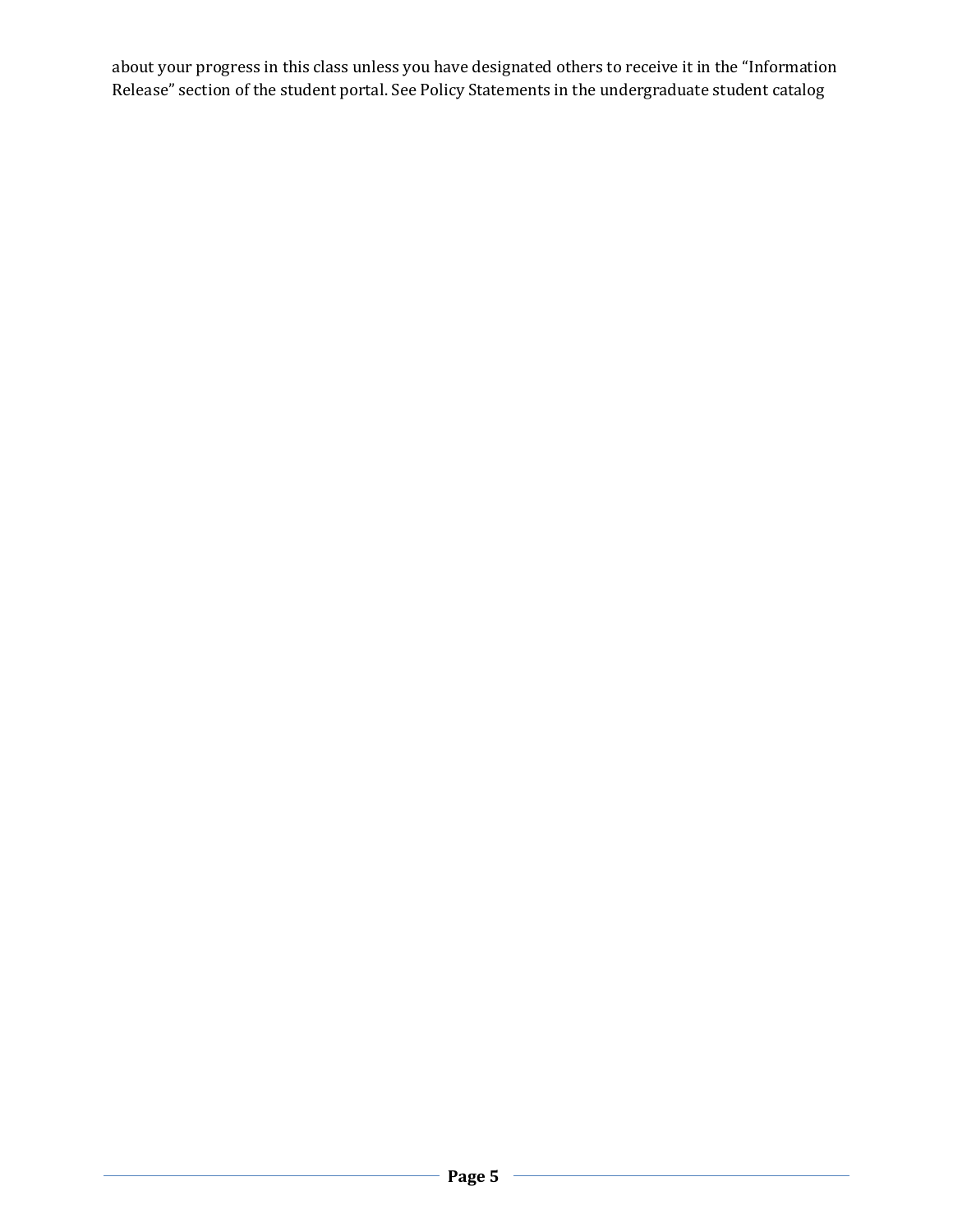about your progress in this class unless you have designated others to receive it in the “Information Release” section of the student portal. See Policy Statements in the undergraduate student catalog